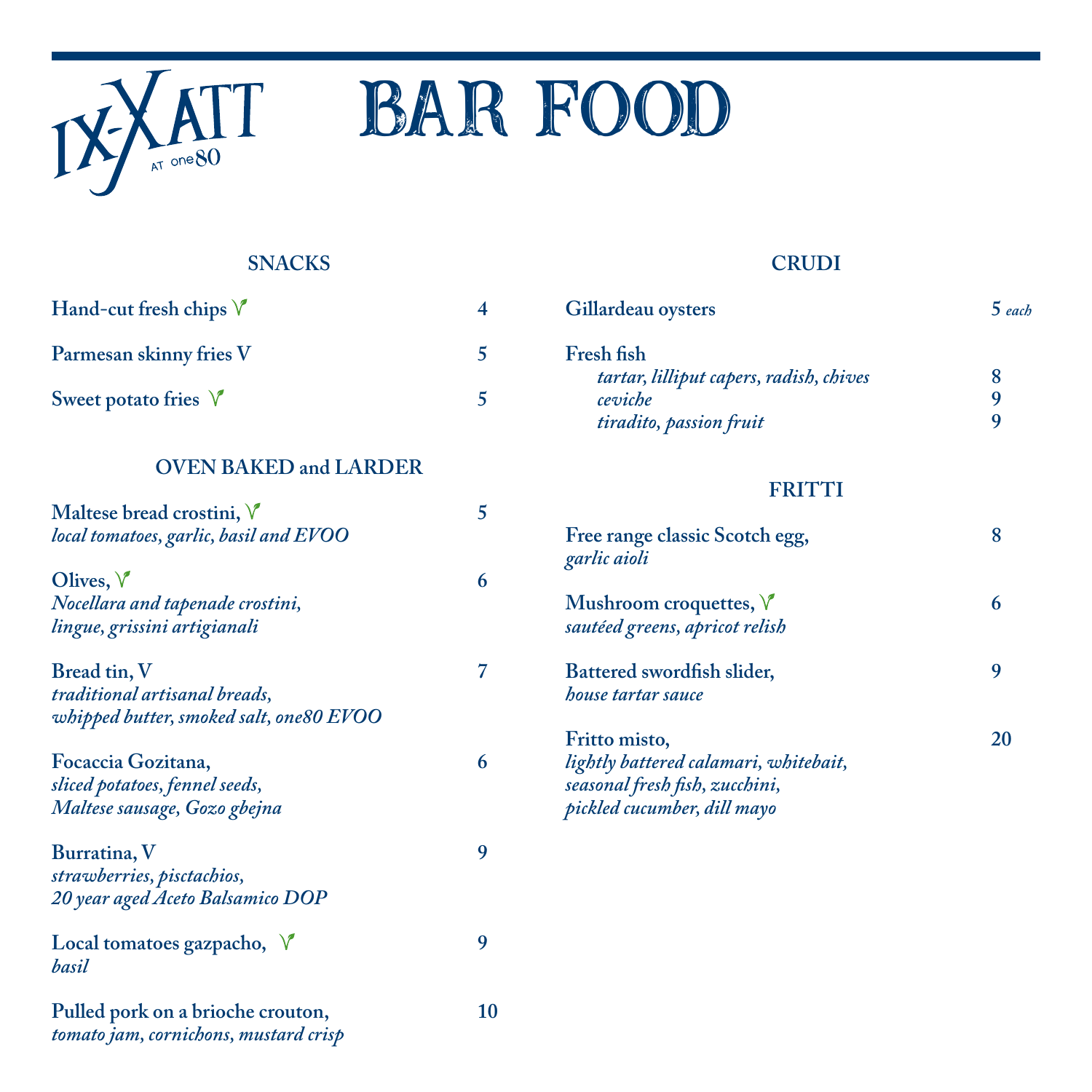# IX-XATT AT one80

# BAR FOOD

## SNACKS

**Hand-cut fresh chips** V — **4**

**Parmesan skinny fries V** — **5**

**Sweet potato fries** V — **5**

## OVEN BAKED and LARDER

**Maltese bread crostini,** V — **5**
*local tomatoes, garlic, basil and EVOO*

**Olives,** V — **6**
*Nocellara and tapenade crostini,*
*lingue, grissini artigianali*

**Bread tin, V** — **7**
*traditional artisanal breads,*
*whipped butter, smoked salt, one80 EVOO*

**Focaccia Gozitana,** — **6**
*sliced potatoes, fennel seeds,*
*Maltese sausage, Gozo gbejna*

**Burratina, V** — **9**
*strawberries, pisctachios,*
*20 year aged Aceto Balsamico DOP*

**Local tomatoes gazpacho,** V — **9**
*basil*

**Pulled pork on a brioche crouton,** — **10**
*tomato jam, cornichons, mustard crisp*

## CRUDI

**Gillardeau oysters** — **5** *each*

**Fresh fish**
- *tartar, lilliput capers, radish, chives* — **8**
- *ceviche* — **9**
- *tiradito, passion fruit* — **9**

## FRITTI

**Free range classic Scotch egg,** — **8**
*garlic aioli*

**Mushroom croquettes,** V — **6**
*sautéed greens, apricot relish*

**Battered swordfish slider,** — **9**
*house tartar sauce*

**Fritto misto,** — **20**
*lightly battered calamari, whitebait,*
*seasonal fresh fish, zucchini,*
*pickled cucumber, dill mayo*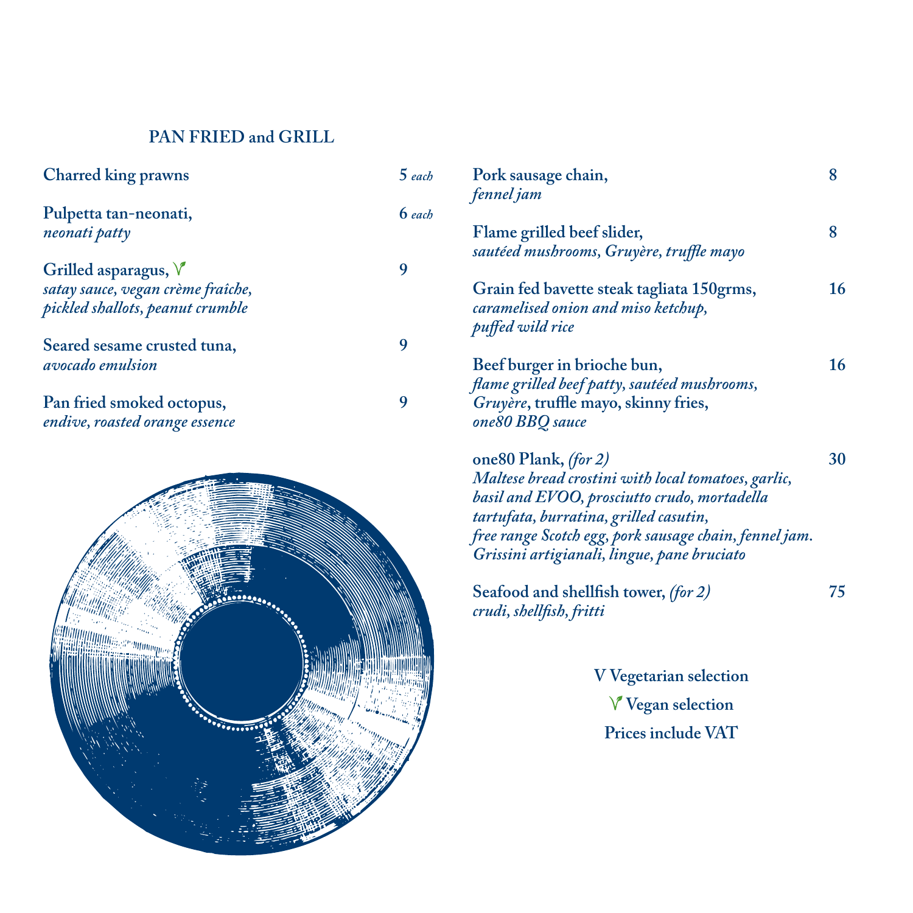## PAN FRIED and GRILL

**Charred king prawns** 5 *each*

**Pulpetta tan-neonati,** 6 *each*
*neonati patty*

**Grilled asparagus,** (vegan) 9
*satay sauce, vegan crème fraîche, pickled shallots, peanut crumble*

**Seared sesame crusted tuna,** 9
*avocado emulsion*

**Pan fried smoked octopus,** 9
*endive, roasted orange essence*

**Pork sausage chain,** 8
*fennel jam*

**Flame grilled beef slider,** 8
*sautéed mushrooms, Gruyère, truffle mayo*

**Grain fed bavette steak tagliata 150grms,** 16
*caramelised onion and miso ketchup, puffed wild rice*

**Beef burger in brioche bun,** 16
*flame grilled beef patty, sautéed mushrooms, Gruyère*, truffle mayo, skinny fries, *one80 BBQ sauce*

**one80 Plank,** *(for 2)* 30
*Maltese bread crostini with local tomatoes, garlic, basil and EVOO, prosciutto crudo, mortadella tartufata, burratina, grilled casutin, free range Scotch egg, pork sausage chain, fennel jam. Grissini artigianali, lingue, pane bruciato*

**Seafood and shellfish tower,** *(for 2)* 75
*crudi, shellfish, fritti*

V Vegetarian selection

V Vegan selection

Prices include VAT